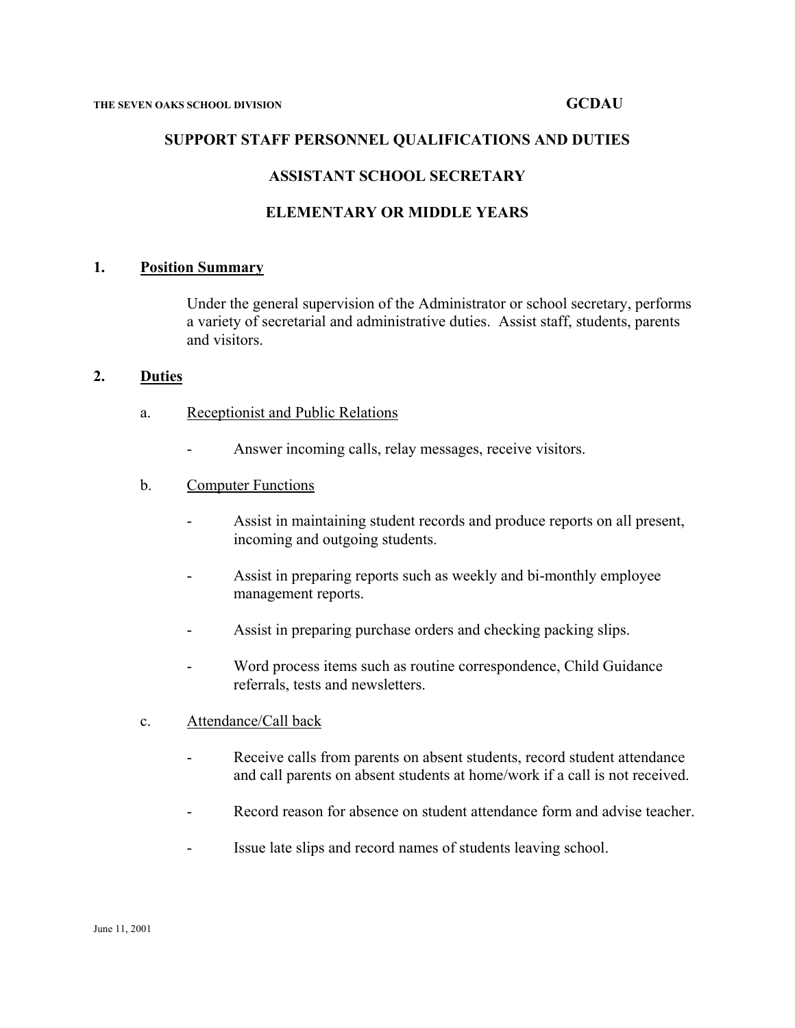THE SEVEN OAKS SCHOOL DIVISION **GCDAU**

# SUPPORT STAFF PERSONNEL QUALIFICATIONS AND DUTIES

## ASSISTANT SCHOOL SECRETARY

## ELEMENTARY OR MIDDLE YEARS

**1. Position Summary**

Under the general supervision of the Administrator or school secretary, performs a variety of secretarial and administrative duties. Assist staff, students, parents and visitors.

**2. Duties**

a. Receptionist and Public Relations

- Answer incoming calls, relay messages, receive visitors.

b. Computer Functions

- Assist in maintaining student records and produce reports on all present, incoming and outgoing students.
- Assist in preparing reports such as weekly and bi-monthly employee management reports.
- Assist in preparing purchase orders and checking packing slips.
- Word process items such as routine correspondence, Child Guidance referrals, tests and newsletters.

c. Attendance/Call back

- Receive calls from parents on absent students, record student attendance and call parents on absent students at home/work if a call is not received.
- Record reason for absence on student attendance form and advise teacher.
- Issue late slips and record names of students leaving school.

June 11, 2001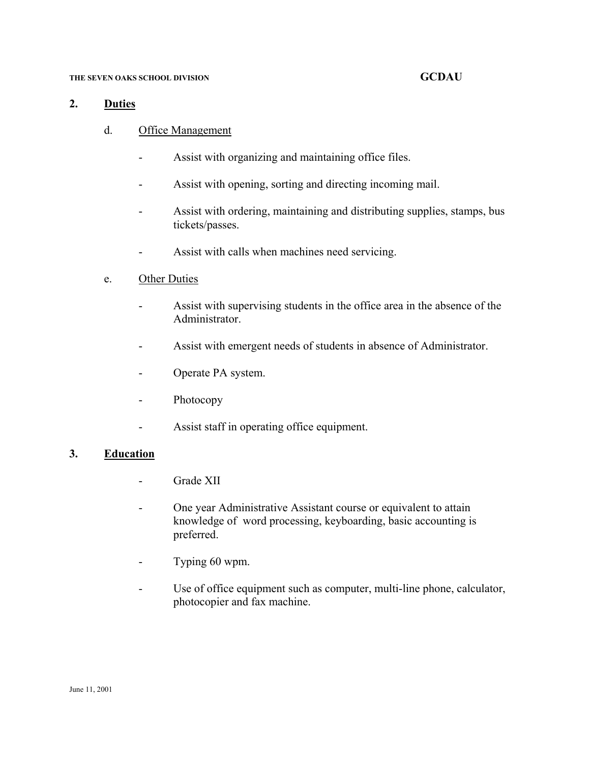## 2. Duties

### d. Office Management

- Assist with organizing and maintaining office files.
- Assist with opening, sorting and directing incoming mail.
- Assist with ordering, maintaining and distributing supplies, stamps, bus tickets/passes.
- Assist with calls when machines need servicing.

### e. Other Duties

- Assist with supervising students in the office area in the absence of the Administrator.
- Assist with emergent needs of students in absence of Administrator.
- Operate PA system.
- Photocopy
- Assist staff in operating office equipment.

## 3. Education

- Grade XII
- One year Administrative Assistant course or equivalent to attain knowledge of word processing, keyboarding, basic accounting is preferred.
- Typing 60 wpm.
- Use of office equipment such as computer, multi-line phone, calculator, photocopier and fax machine.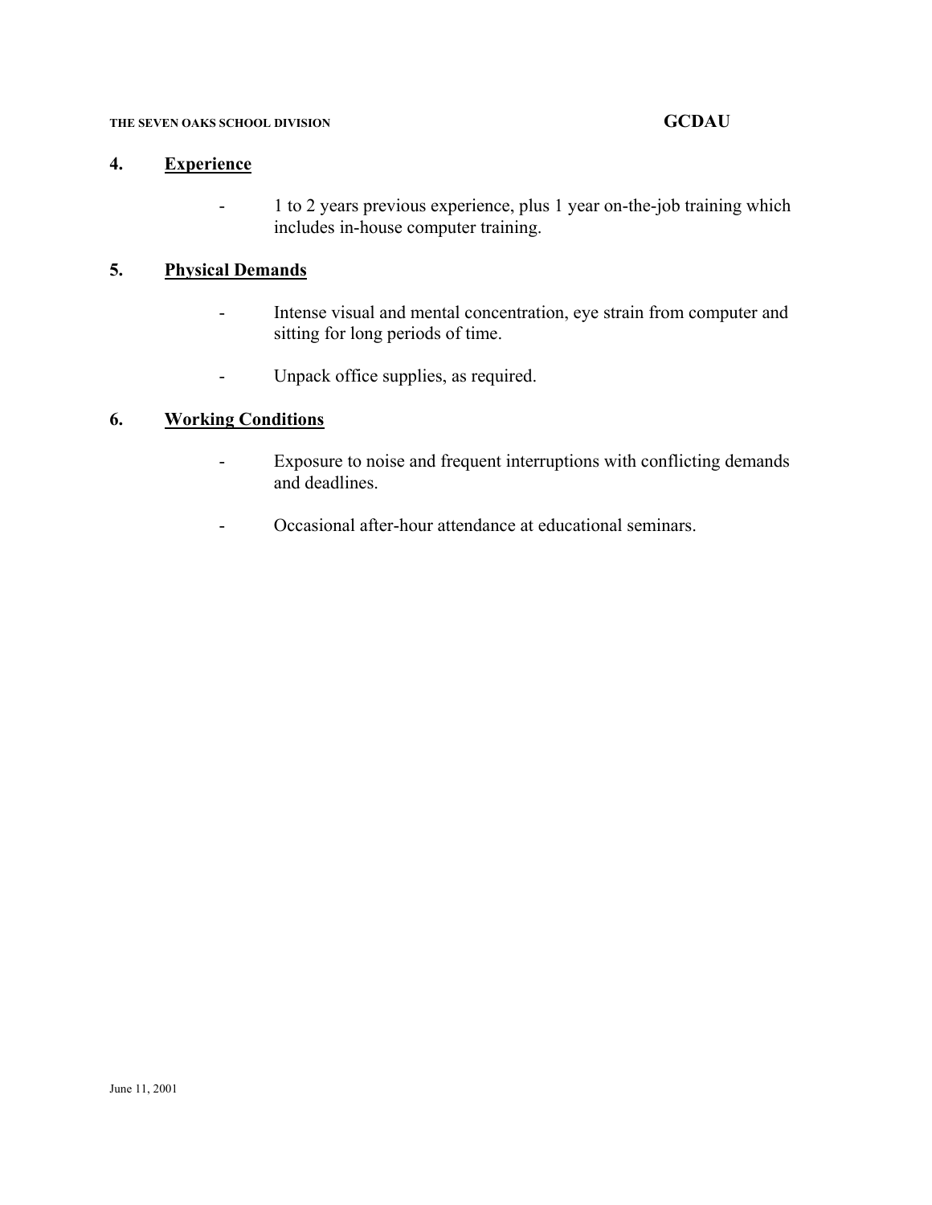## 4. Experience

- 1 to 2 years previous experience, plus 1 year on-the-job training which includes in-house computer training.

## 5. Physical Demands

- Intense visual and mental concentration, eye strain from computer and sitting for long periods of time.

- Unpack office supplies, as required.

## 6. Working Conditions

- Exposure to noise and frequent interruptions with conflicting demands and deadlines.

- Occasional after-hour attendance at educational seminars.